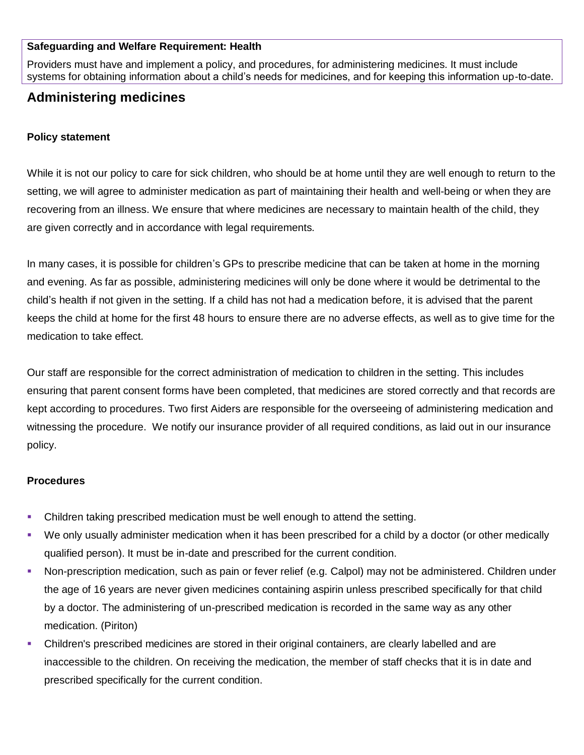**Safeguarding and Welfare Requirement: Health**

Providers must have and implement a policy, and procedures, for administering medicines. It must include systems for obtaining information about a child's needs for medicines, and for keeping this information up-to-date.

## Administering medicines

**Policy statement**

While it is not our policy to care for sick children, who should be at home until they are well enough to return to the setting, we will agree to administer medication as part of maintaining their health and well-being or when they are recovering from an illness. We ensure that where medicines are necessary to maintain health of the child, they are given correctly and in accordance with legal requirements.

In many cases, it is possible for children's GPs to prescribe medicine that can be taken at home in the morning and evening. As far as possible, administering medicines will only be done where it would be detrimental to the child's health if not given in the setting. If a child has not had a medication before, it is advised that the parent keeps the child at home for the first 48 hours to ensure there are no adverse effects, as well as to give time for the medication to take effect.

Our staff are responsible for the correct administration of medication to children in the setting. This includes ensuring that parent consent forms have been completed, that medicines are stored correctly and that records are kept according to procedures. Two first Aiders are responsible for the overseeing of administering medication and witnessing the procedure. We notify our insurance provider of all required conditions, as laid out in our insurance policy.

**Procedures**

- Children taking prescribed medication must be well enough to attend the setting.
- We only usually administer medication when it has been prescribed for a child by a doctor (or other medically qualified person). It must be in-date and prescribed for the current condition.
- Non-prescription medication, such as pain or fever relief (e.g. Calpol) may not be administered. Children under the age of 16 years are never given medicines containing aspirin unless prescribed specifically for that child by a doctor. The administering of un-prescribed medication is recorded in the same way as any other medication. (Piriton)
- Children's prescribed medicines are stored in their original containers, are clearly labelled and are inaccessible to the children. On receiving the medication, the member of staff checks that it is in date and prescribed specifically for the current condition.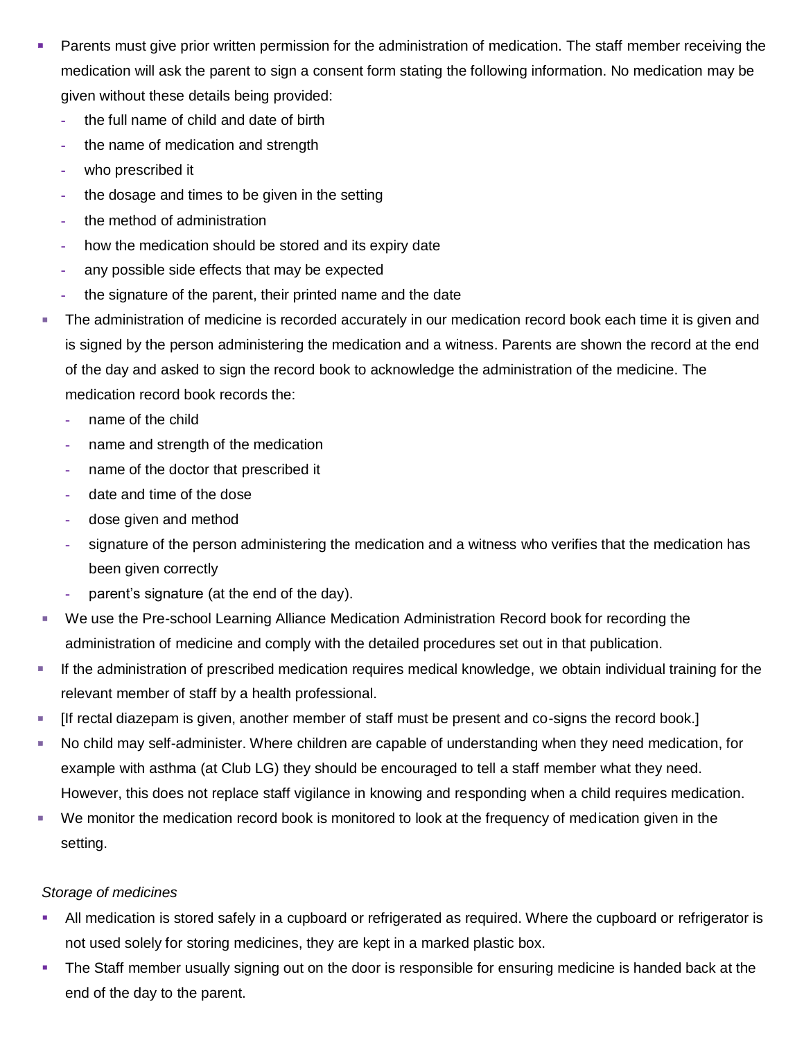- Parents must give prior written permission for the administration of medication. The staff member receiving the medication will ask the parent to sign a consent form stating the following information. No medication may be given without these details being provided:
  - the full name of child and date of birth
  - the name of medication and strength
  - who prescribed it
  - the dosage and times to be given in the setting
  - the method of administration
  - how the medication should be stored and its expiry date
  - any possible side effects that may be expected
  - the signature of the parent, their printed name and the date
- The administration of medicine is recorded accurately in our medication record book each time it is given and is signed by the person administering the medication and a witness. Parents are shown the record at the end of the day and asked to sign the record book to acknowledge the administration of the medicine. The medication record book records the:
  - name of the child
  - name and strength of the medication
  - name of the doctor that prescribed it
  - date and time of the dose
  - dose given and method
  - signature of the person administering the medication and a witness who verifies that the medication has been given correctly
  - parent's signature (at the end of the day).
- We use the Pre-school Learning Alliance Medication Administration Record book for recording the administration of medicine and comply with the detailed procedures set out in that publication.
- If the administration of prescribed medication requires medical knowledge, we obtain individual training for the relevant member of staff by a health professional.
- [If rectal diazepam is given, another member of staff must be present and co-signs the record book.]
- No child may self-administer. Where children are capable of understanding when they need medication, for example with asthma (at Club LG) they should be encouraged to tell a staff member what they need. However, this does not replace staff vigilance in knowing and responding when a child requires medication.
- We monitor the medication record book is monitored to look at the frequency of medication given in the setting.

*Storage of medicines*

- All medication is stored safely in a cupboard or refrigerated as required. Where the cupboard or refrigerator is not used solely for storing medicines, they are kept in a marked plastic box.
- The Staff member usually signing out on the door is responsible for ensuring medicine is handed back at the end of the day to the parent.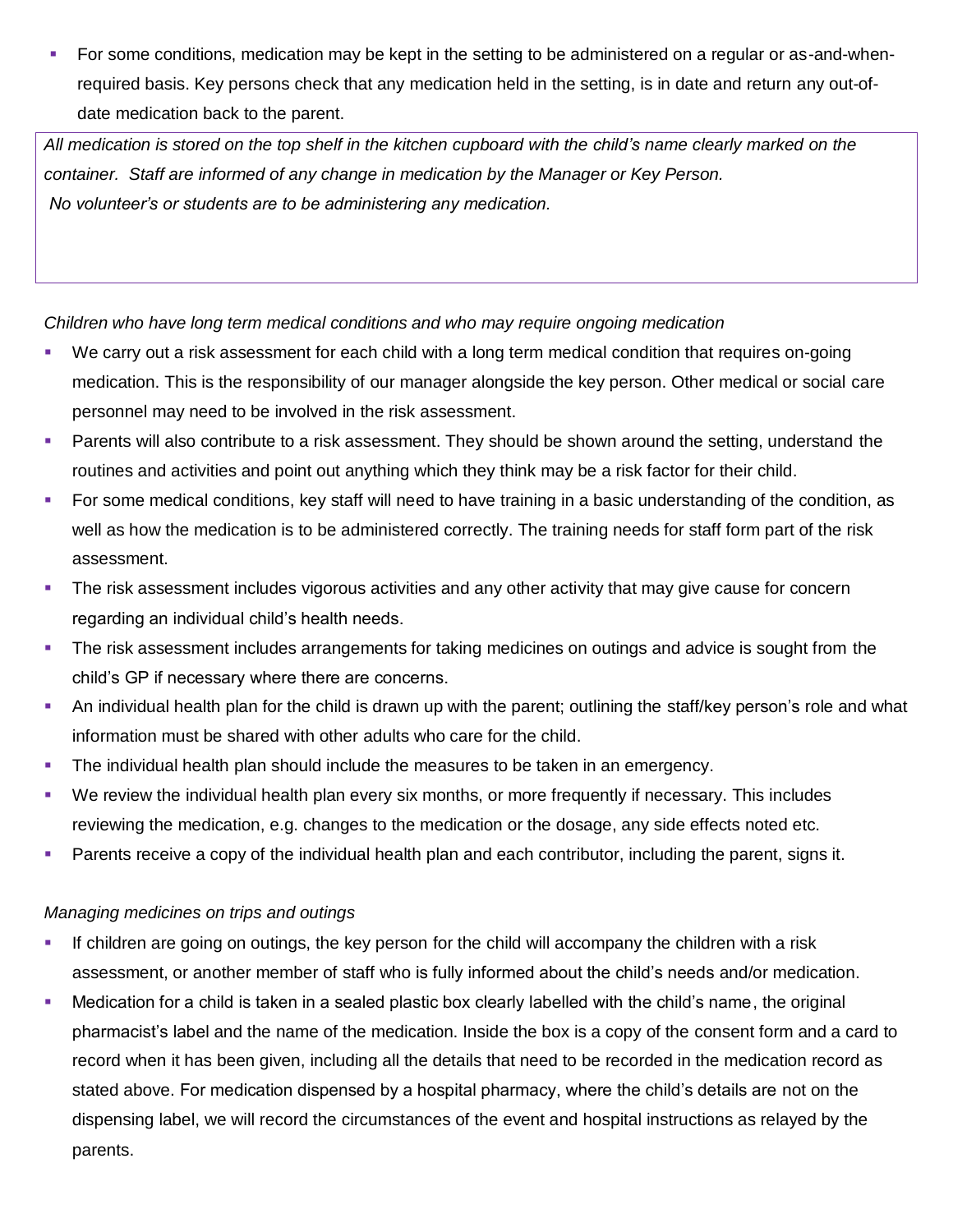- For some conditions, medication may be kept in the setting to be administered on a regular or as-and-when-required basis. Key persons check that any medication held in the setting, is in date and return any out-of-date medication back to the parent.

*All medication is stored on the top shelf in the kitchen cupboard with the child's name clearly marked on the container. Staff are informed of any change in medication by the Manager or Key Person.*
*No volunteer's or students are to be administering any medication.*

*Children who have long term medical conditions and who may require ongoing medication*

- We carry out a risk assessment for each child with a long term medical condition that requires on-going medication. This is the responsibility of our manager alongside the key person. Other medical or social care personnel may need to be involved in the risk assessment.
- Parents will also contribute to a risk assessment. They should be shown around the setting, understand the routines and activities and point out anything which they think may be a risk factor for their child.
- For some medical conditions, key staff will need to have training in a basic understanding of the condition, as well as how the medication is to be administered correctly. The training needs for staff form part of the risk assessment.
- The risk assessment includes vigorous activities and any other activity that may give cause for concern regarding an individual child's health needs.
- The risk assessment includes arrangements for taking medicines on outings and advice is sought from the child's GP if necessary where there are concerns.
- An individual health plan for the child is drawn up with the parent; outlining the staff/key person's role and what information must be shared with other adults who care for the child.
- The individual health plan should include the measures to be taken in an emergency.
- We review the individual health plan every six months, or more frequently if necessary. This includes reviewing the medication, e.g. changes to the medication or the dosage, any side effects noted etc.
- Parents receive a copy of the individual health plan and each contributor, including the parent, signs it.

*Managing medicines on trips and outings*

- If children are going on outings, the key person for the child will accompany the children with a risk assessment, or another member of staff who is fully informed about the child's needs and/or medication.
- Medication for a child is taken in a sealed plastic box clearly labelled with the child's name, the original pharmacist's label and the name of the medication. Inside the box is a copy of the consent form and a card to record when it has been given, including all the details that need to be recorded in the medication record as stated above. For medication dispensed by a hospital pharmacy, where the child's details are not on the dispensing label, we will record the circumstances of the event and hospital instructions as relayed by the parents.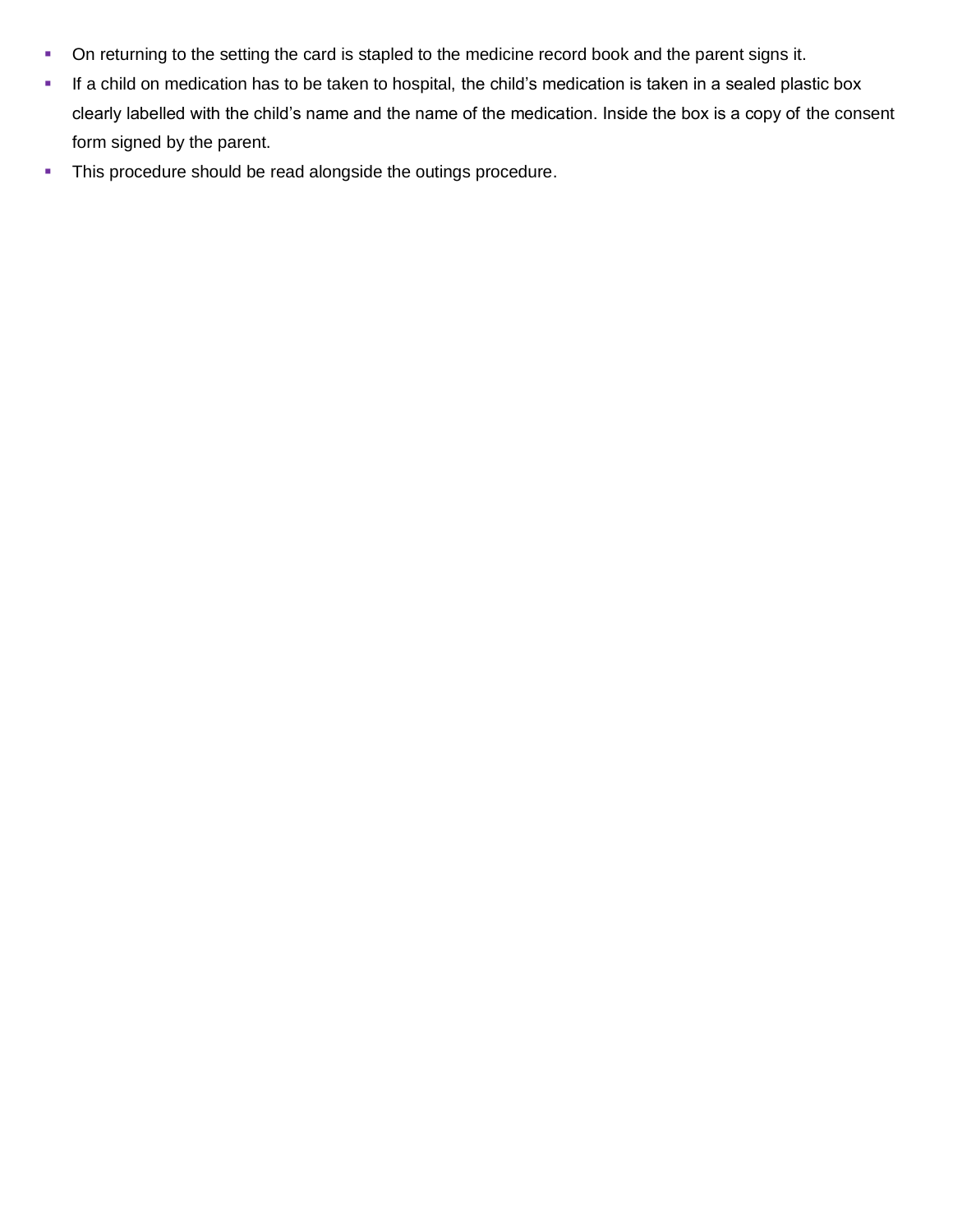- On returning to the setting the card is stapled to the medicine record book and the parent signs it.
- If a child on medication has to be taken to hospital, the child's medication is taken in a sealed plastic box clearly labelled with the child's name and the name of the medication. Inside the box is a copy of the consent form signed by the parent.
- This procedure should be read alongside the outings procedure.